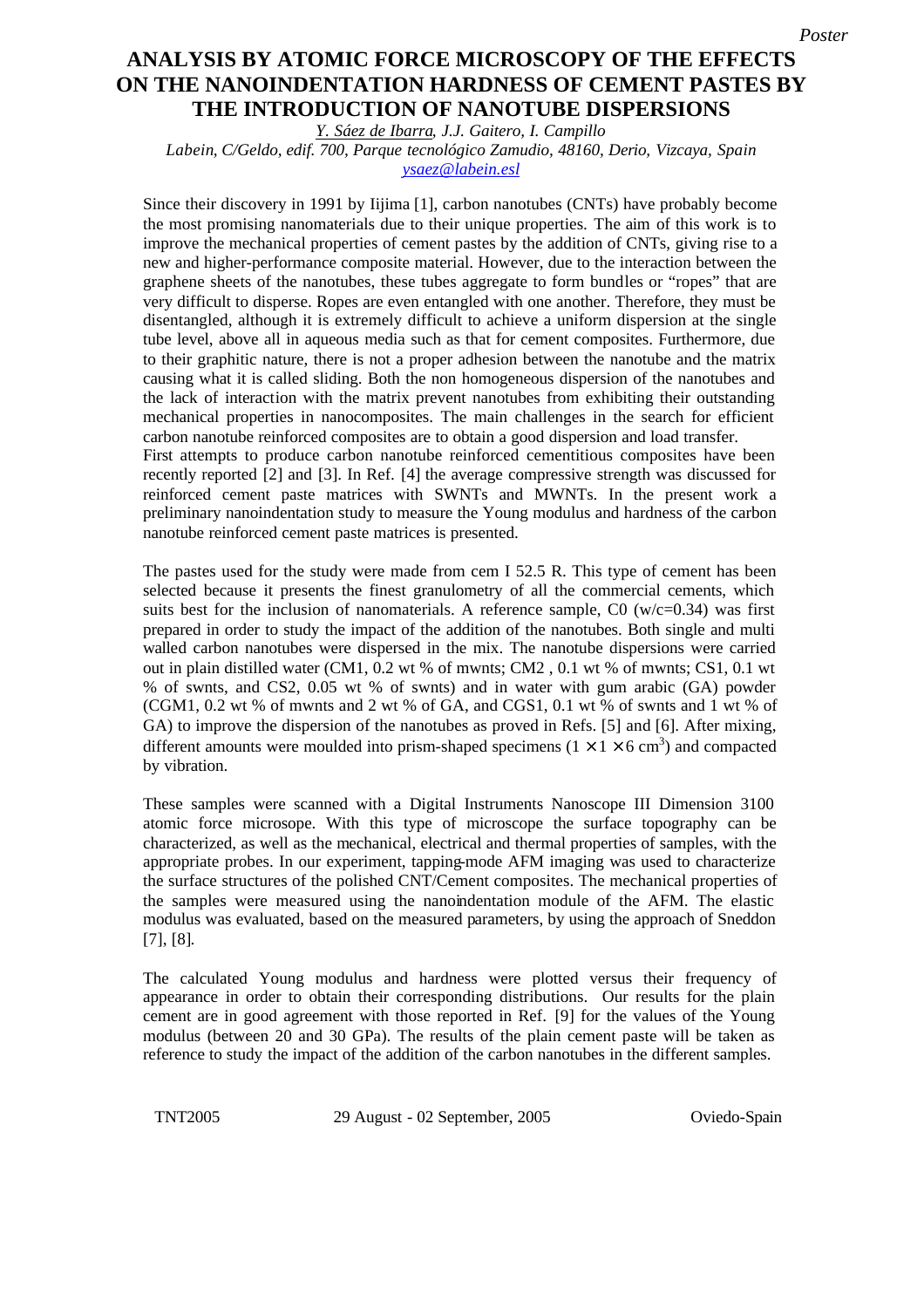# ANALYSIS BY ATOMIC FORCE MICROSCOPY OF THE EFFECTS ON THE NANOINDENTATION HARDNESS OF CEMENT PASTES BY THE INTRODUCTION OF NANOTUBE DISPERSIONS

*Y. Sáez de Ibarra, J.J. Gaitero, I. Campillo*
*Labein, C/Geldo, edif. 700, Parque tecnológico Zamudio, 48160, Derio, Vizcaya, Spain*
ysaez@labein.esl

Since their discovery in 1991 by Iijima [1], carbon nanotubes (CNTs) have probably become the most promising nanomaterials due to their unique properties. The aim of this work is to improve the mechanical properties of cement pastes by the addition of CNTs, giving rise to a new and higher-performance composite material. However, due to the interaction between the graphene sheets of the nanotubes, these tubes aggregate to form bundles or "ropes" that are very difficult to disperse. Ropes are even entangled with one another. Therefore, they must be disentangled, although it is extremely difficult to achieve a uniform dispersion at the single tube level, above all in aqueous media such as that for cement composites. Furthermore, due to their graphitic nature, there is not a proper adhesion between the nanotube and the matrix causing what it is called sliding. Both the non homogeneous dispersion of the nanotubes and the lack of interaction with the matrix prevent nanotubes from exhibiting their outstanding mechanical properties in nanocomposites. The main challenges in the search for efficient carbon nanotube reinforced composites are to obtain a good dispersion and load transfer.
First attempts to produce carbon nanotube reinforced cementitious composites have been recently reported [2] and [3]. In Ref. [4] the average compressive strength was discussed for reinforced cement paste matrices with SWNTs and MWNTs. In the present work a preliminary nanoindentation study to measure the Young modulus and hardness of the carbon nanotube reinforced cement paste matrices is presented.

The pastes used for the study were made from cem I 52.5 R. This type of cement has been selected because it presents the finest granulometry of all the commercial cements, which suits best for the inclusion of nanomaterials. A reference sample, C0 (w/c=0.34) was first prepared in order to study the impact of the addition of the nanotubes. Both single and multi walled carbon nanotubes were dispersed in the mix. The nanotube dispersions were carried out in plain distilled water (CM1, 0.2 wt % of mwnts; CM2 , 0.1 wt % of mwnts; CS1, 0.1 wt % of swnts, and CS2, 0.05 wt % of swnts) and in water with gum arabic (GA) powder (CGM1, 0.2 wt % of mwnts and 2 wt % of GA, and CGS1, 0.1 wt % of swnts and 1 wt % of GA) to improve the dispersion of the nanotubes as proved in Refs. [5] and [6]. After mixing, different amounts were moulded into prism-shaped specimens ($1 \times 1 \times 6$ cm$^3$) and compacted by vibration.

These samples were scanned with a Digital Instruments Nanoscope III Dimension 3100 atomic force microsope. With this type of microscope the surface topography can be characterized, as well as the mechanical, electrical and thermal properties of samples, with the appropriate probes. In our experiment, tapping-mode AFM imaging was used to characterize the surface structures of the polished CNT/Cement composites. The mechanical properties of the samples were measured using the nanoindentation module of the AFM. The elastic modulus was evaluated, based on the measured parameters, by using the approach of Sneddon [7], [8].

The calculated Young modulus and hardness were plotted versus their frequency of appearance in order to obtain their corresponding distributions. Our results for the plain cement are in good agreement with those reported in Ref. [9] for the values of the Young modulus (between 20 and 30 GPa). The results of the plain cement paste will be taken as reference to study the impact of the addition of the carbon nanotubes in the different samples.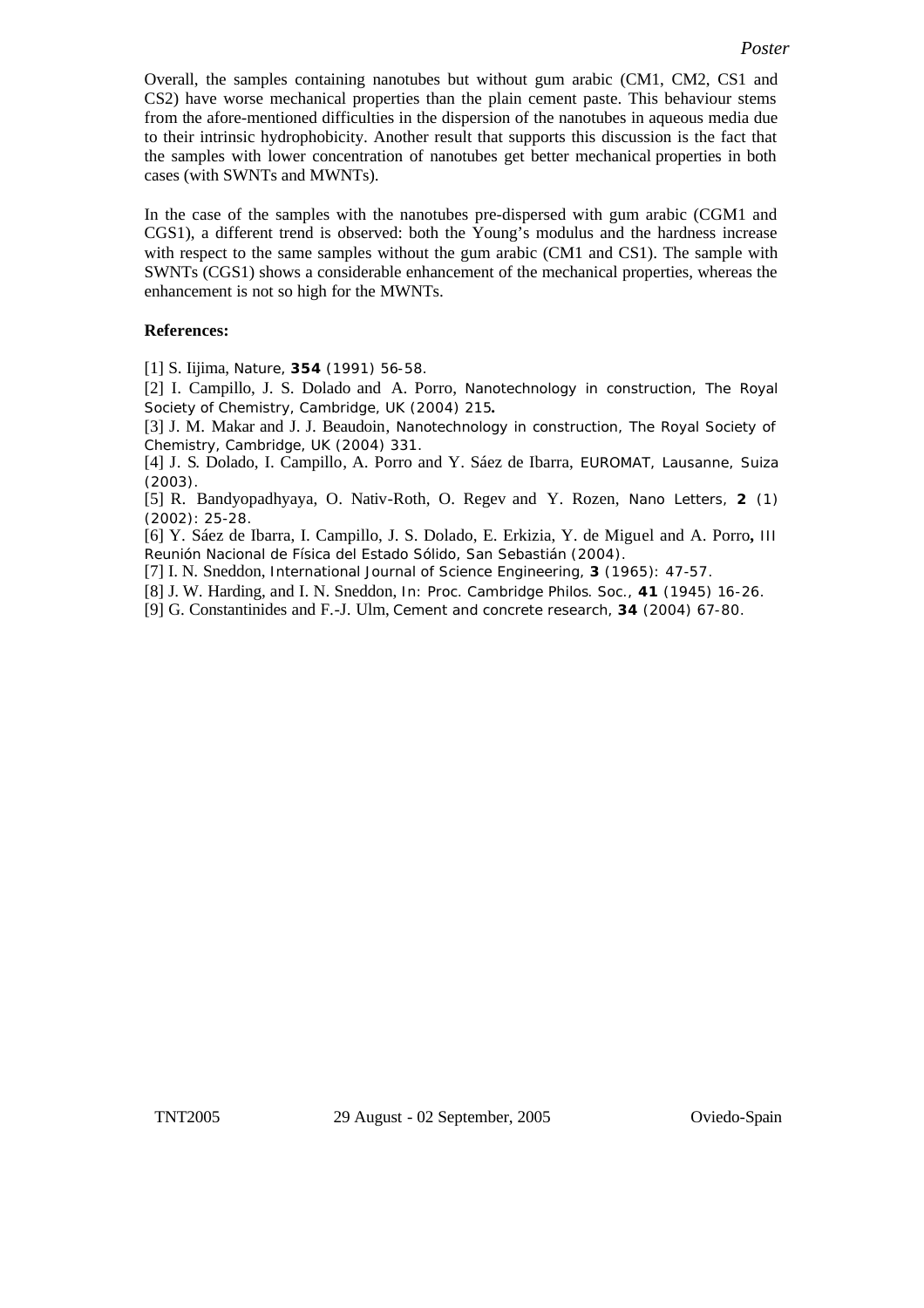Overall, the samples containing nanotubes but without gum arabic (CM1, CM2, CS1 and CS2) have worse mechanical properties than the plain cement paste. This behaviour stems from the afore-mentioned difficulties in the dispersion of the nanotubes in aqueous media due to their intrinsic hydrophobicity. Another result that supports this discussion is the fact that the samples with lower concentration of nanotubes get better mechanical properties in both cases (with SWNTs and MWNTs).

In the case of the samples with the nanotubes pre-dispersed with gum arabic (CGM1 and CGS1), a different trend is observed: both the Young's modulus and the hardness increase with respect to the same samples without the gum arabic (CM1 and CS1). The sample with SWNTs (CGS1) shows a considerable enhancement of the mechanical properties, whereas the enhancement is not so high for the MWNTs.

**References:**

[1] S. Iijima, Nature, **354** (1991) 56-58.

[2] I. Campillo, J. S. Dolado and A. Porro, Nanotechnology in construction, The Royal Society of Chemistry, Cambridge, UK (2004) 215**.**

[3] J. M. Makar and J. J. Beaudoin, Nanotechnology in construction, The Royal Society of Chemistry, Cambridge, UK (2004) 331.

[4] J. S. Dolado, I. Campillo, A. Porro and Y. Sáez de Ibarra, EUROMAT, Lausanne, Suiza (2003).

[5] R. Bandyopadhyaya, O. Nativ-Roth, O. Regev and Y. Rozen, Nano Letters, **2** (1) (2002): 25-28.

[6] Y. Sáez de Ibarra, I. Campillo, J. S. Dolado, E. Erkizia, Y. de Miguel and A. Porro**,** III Reunión Nacional de Física del Estado Sólido, San Sebastián (2004).

[7] I. N. Sneddon, International Journal of Science Engineering, **3** (1965): 47-57.

[8] J. W. Harding, and I. N. Sneddon, In: Proc. Cambridge Philos. Soc., **41** (1945) 16-26.

[9] G. Constantinides and F.-J. Ulm, Cement and concrete research, **34** (2004) 67-80.